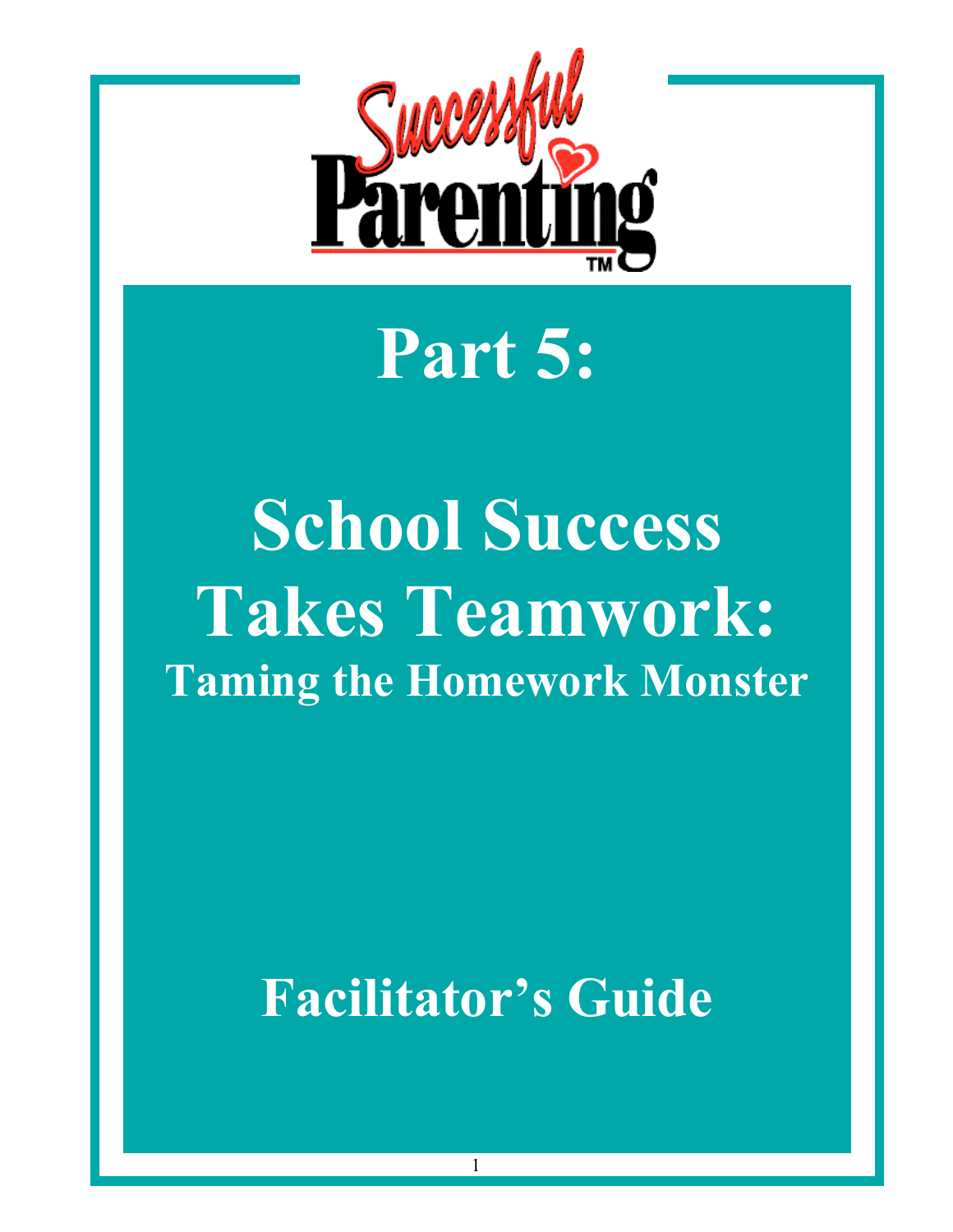Successful Parenting™

# Part 5:

# School Success Takes Teamwork:

## Taming the Homework Monster

## Facilitator's Guide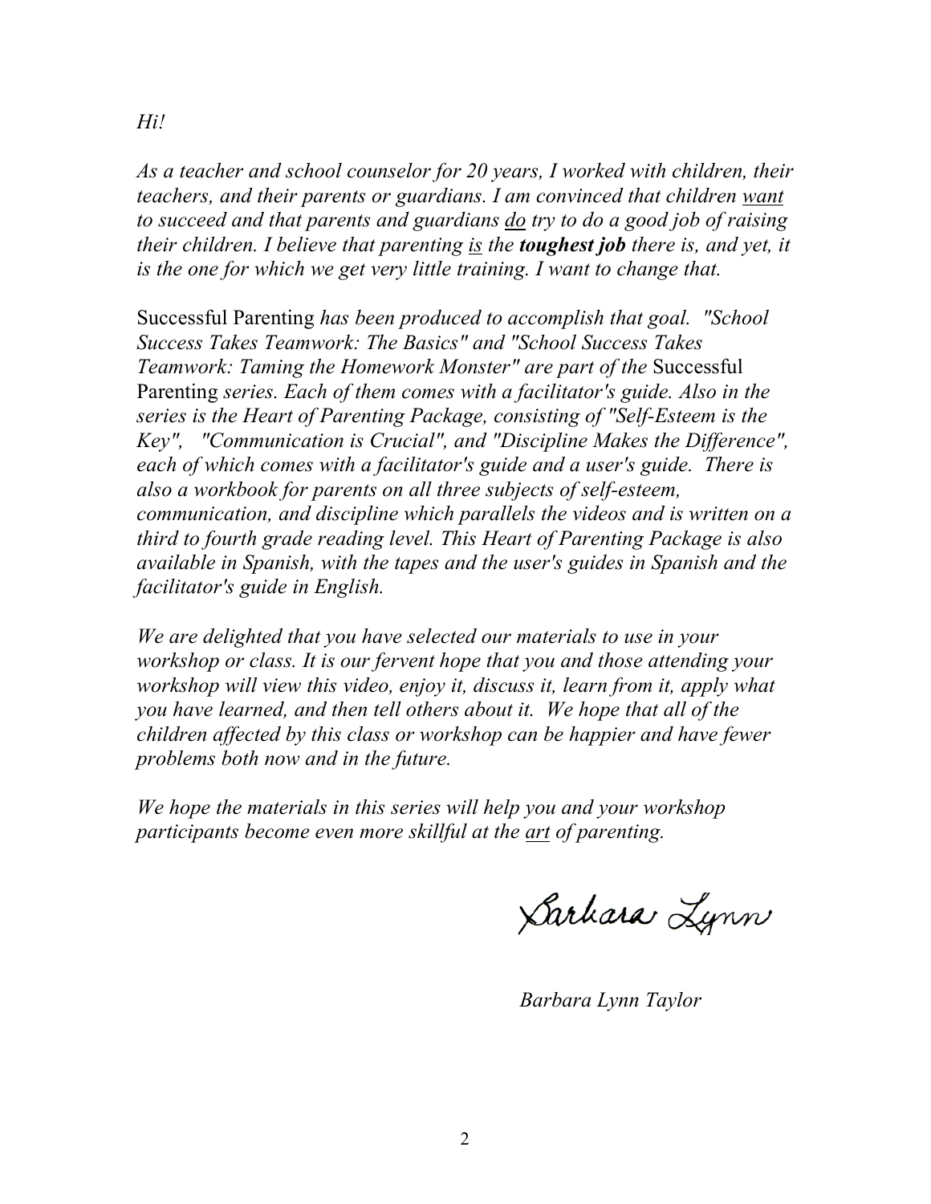*Hi!*

*As a teacher and school counselor for 20 years, I worked with children, their teachers, and their parents or guardians. I am convinced that children <u>want</u> to succeed and that parents and guardians <u>do</u> try to do a good job of raising their children. I believe that parenting <u>is</u> the **toughest job** there is, and yet, it is the one for which we get very little training. I want to change that.*

Successful Parenting *has been produced to accomplish that goal. "School Success Takes Teamwork: The Basics" and "School Success Takes Teamwork: Taming the Homework Monster" are part of the* Successful Parenting *series. Each of them comes with a facilitator's guide. Also in the series is the Heart of Parenting Package, consisting of "Self-Esteem is the Key", "Communication is Crucial", and "Discipline Makes the Difference", each of which comes with a facilitator's guide and a user's guide. There is also a workbook for parents on all three subjects of self-esteem, communication, and discipline which parallels the videos and is written on a third to fourth grade reading level. This Heart of Parenting Package is also available in Spanish, with the tapes and the user's guides in Spanish and the facilitator's guide in English.*

*We are delighted that you have selected our materials to use in your workshop or class. It is our fervent hope that you and those attending your workshop will view this video, enjoy it, discuss it, learn from it, apply what you have learned, and then tell others about it. We hope that all of the children affected by this class or workshop can be happier and have fewer problems both now and in the future.*

*We hope the materials in this series will help you and your workshop participants become even more skillful at the <u>art</u> of parenting.*

Barbara Lynn

*Barbara Lynn Taylor*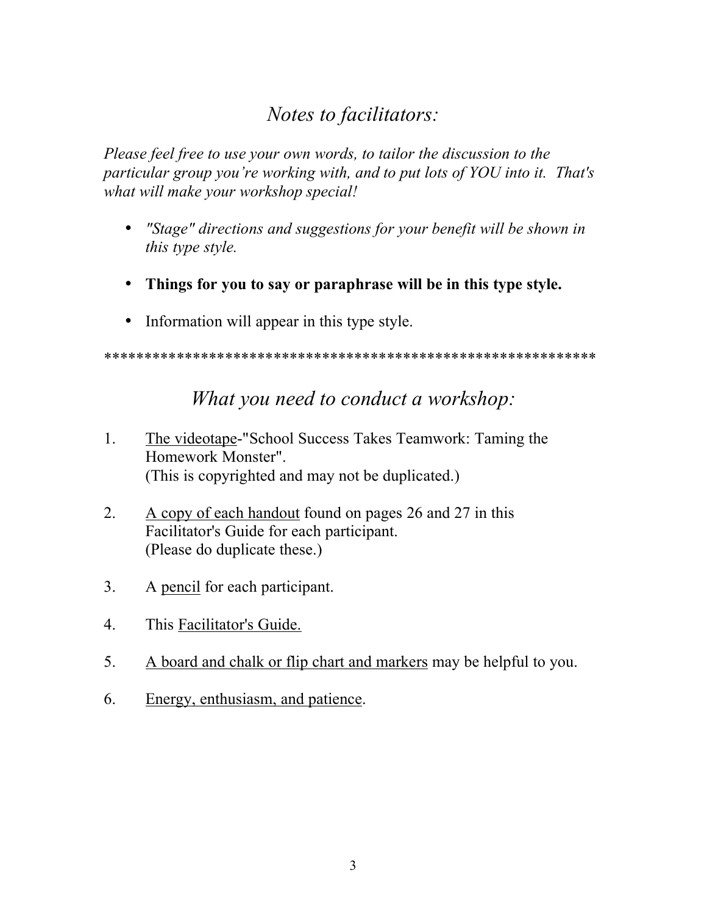## *Notes to facilitators:*

*Please feel free to use your own words, to tailor the discussion to the particular group you're working with, and to put lots of YOU into it. That's what will make your workshop special!*

- *"Stage" directions and suggestions for your benefit will be shown in this type style.*
- **Things for you to say or paraphrase will be in this type style.**
- Information will appear in this type style.

************************************************************

## *What you need to conduct a workshop:*

1. <u>The videotape</u>-"School Success Takes Teamwork: Taming the Homework Monster". (This is copyrighted and may not be duplicated.)
2. <u>A copy of each handout</u> found on pages 26 and 27 in this Facilitator's Guide for each participant. (Please do duplicate these.)
3. A <u>pencil</u> for each participant.
4. This <u>Facilitator's Guide.</u>
5. <u>A board and chalk or flip chart and markers</u> may be helpful to you.
6. <u>Energy, enthusiasm, and patience</u>.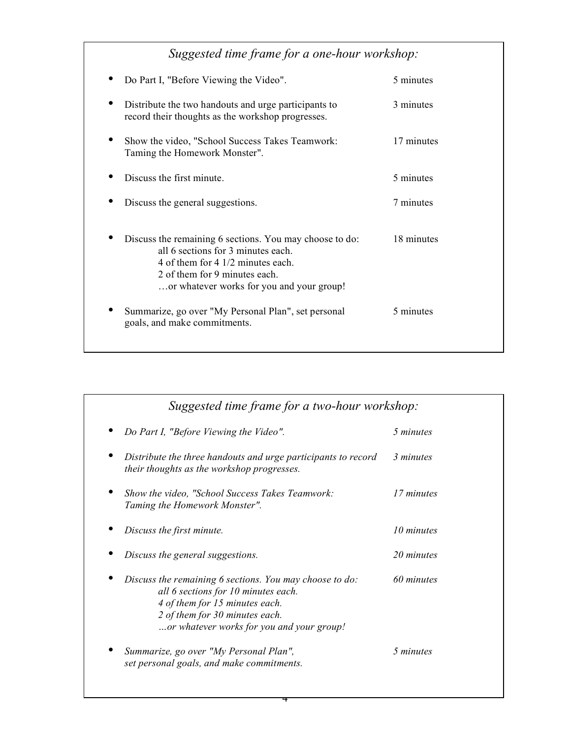## *Suggested time frame for a one-hour workshop:*

| Activity | Time |
|---|---|
| Do Part I, "Before Viewing the Video". | 5 minutes |
| Distribute the two handouts and urge participants to record their thoughts as the workshop progresses. | 3 minutes |
| Show the video, "School Success Takes Teamwork: Taming the Homework Monster". | 17 minutes |
| Discuss the first minute. | 5 minutes |
| Discuss the general suggestions. | 7 minutes |
| Discuss the remaining 6 sections. You may choose to do: all 6 sections for 3 minutes each. 4 of them for 4 1/2 minutes each. 2 of them for 9 minutes each. …or whatever works for you and your group! | 18 minutes |
| Summarize, go over "My Personal Plan", set personal goals, and make commitments. | 5 minutes |

## *Suggested time frame for a two-hour workshop:*

| Activity | Time |
|---|---|
| *Do Part I, "Before Viewing the Video".* | *5 minutes* |
| *Distribute the three handouts and urge participants to record their thoughts as the workshop progresses.* | *3 minutes* |
| *Show the video, "School Success Takes Teamwork: Taming the Homework Monster".* | *17 minutes* |
| *Discuss the first minute.* | *10 minutes* |
| *Discuss the general suggestions.* | *20 minutes* |
| *Discuss the remaining 6 sections. You may choose to do: all 6 sections for 10 minutes each. 4 of them for 15 minutes each. 2 of them for 30 minutes each. …or whatever works for you and your group!* | *60 minutes* |
| *Summarize, go over "My Personal Plan", set personal goals, and make commitments.* | *5 minutes* |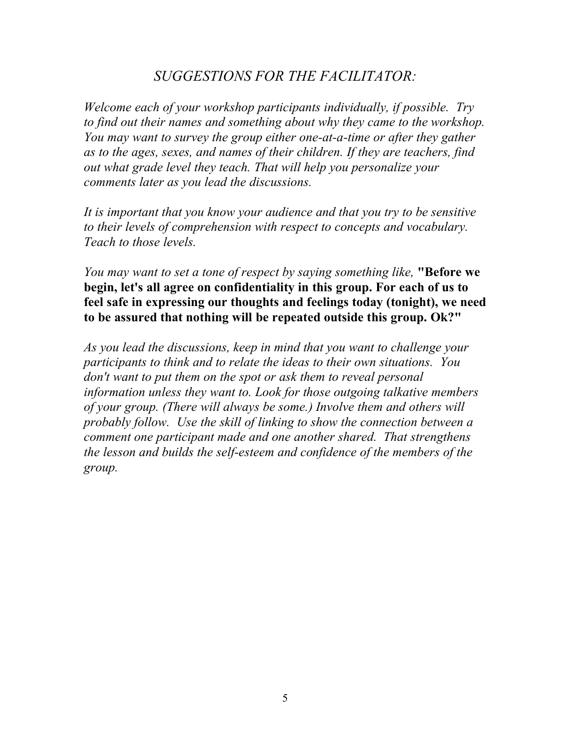## *SUGGESTIONS FOR THE FACILITATOR:*

*Welcome each of your workshop participants individually, if possible. Try to find out their names and something about why they came to the workshop. You may want to survey the group either one-at-a-time or after they gather as to the ages, sexes, and names of their children. If they are teachers, find out what grade level they teach. That will help you personalize your comments later as you lead the discussions.*

*It is important that you know your audience and that you try to be sensitive to their levels of comprehension with respect to concepts and vocabulary. Teach to those levels.*

*You may want to set a tone of respect by saying something like,* **"Before we begin, let's all agree on confidentiality in this group. For each of us to feel safe in expressing our thoughts and feelings today (tonight), we need to be assured that nothing will be repeated outside this group. Ok?"**

*As you lead the discussions, keep in mind that you want to challenge your participants to think and to relate the ideas to their own situations. You don't want to put them on the spot or ask them to reveal personal information unless they want to. Look for those outgoing talkative members of your group. (There will always be some.) Involve them and others will probably follow. Use the skill of linking to show the connection between a comment one participant made and one another shared. That strengthens the lesson and builds the self-esteem and confidence of the members of the group.*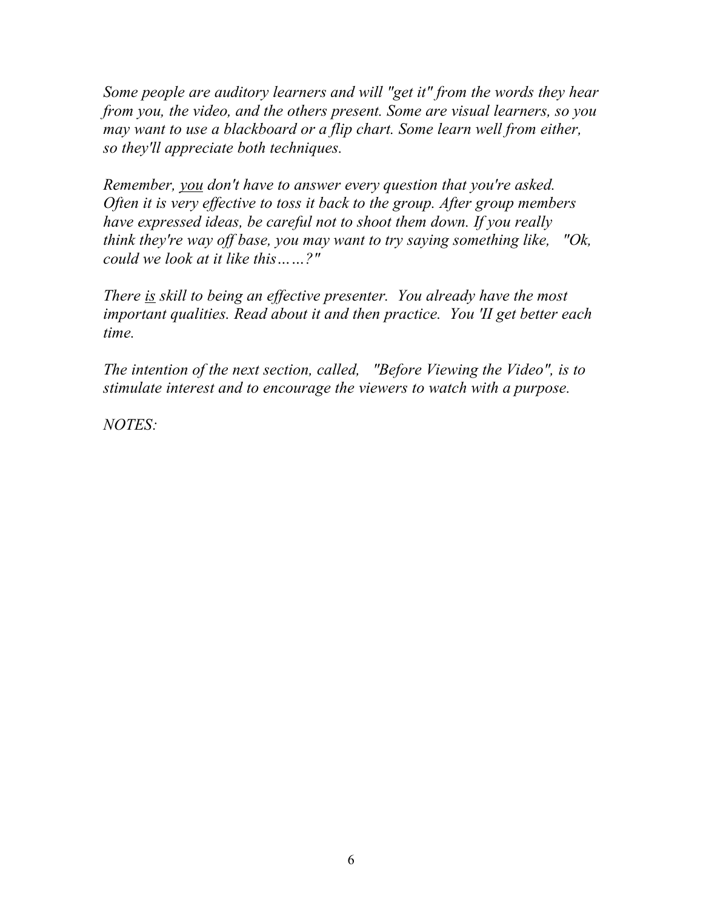*Some people are auditory learners and will "get it" from the words they hear from you, the video, and the others present. Some are visual learners, so you may want to use a blackboard or a flip chart. Some learn well from either, so they'll appreciate both techniques.*

*Remember, <u>you</u> don't have to answer every question that you're asked. Often it is very effective to toss it back to the group. After group members have expressed ideas, be careful not to shoot them down. If you really think they're way off base, you may want to try saying something like, "Ok, could we look at it like this……?"*

*There <u>is</u> skill to being an effective presenter. You already have the most important qualities. Read about it and then practice. You 'II get better each time.*

*The intention of the next section, called, "Before Viewing the Video", is to stimulate interest and to encourage the viewers to watch with a purpose.*

*NOTES:*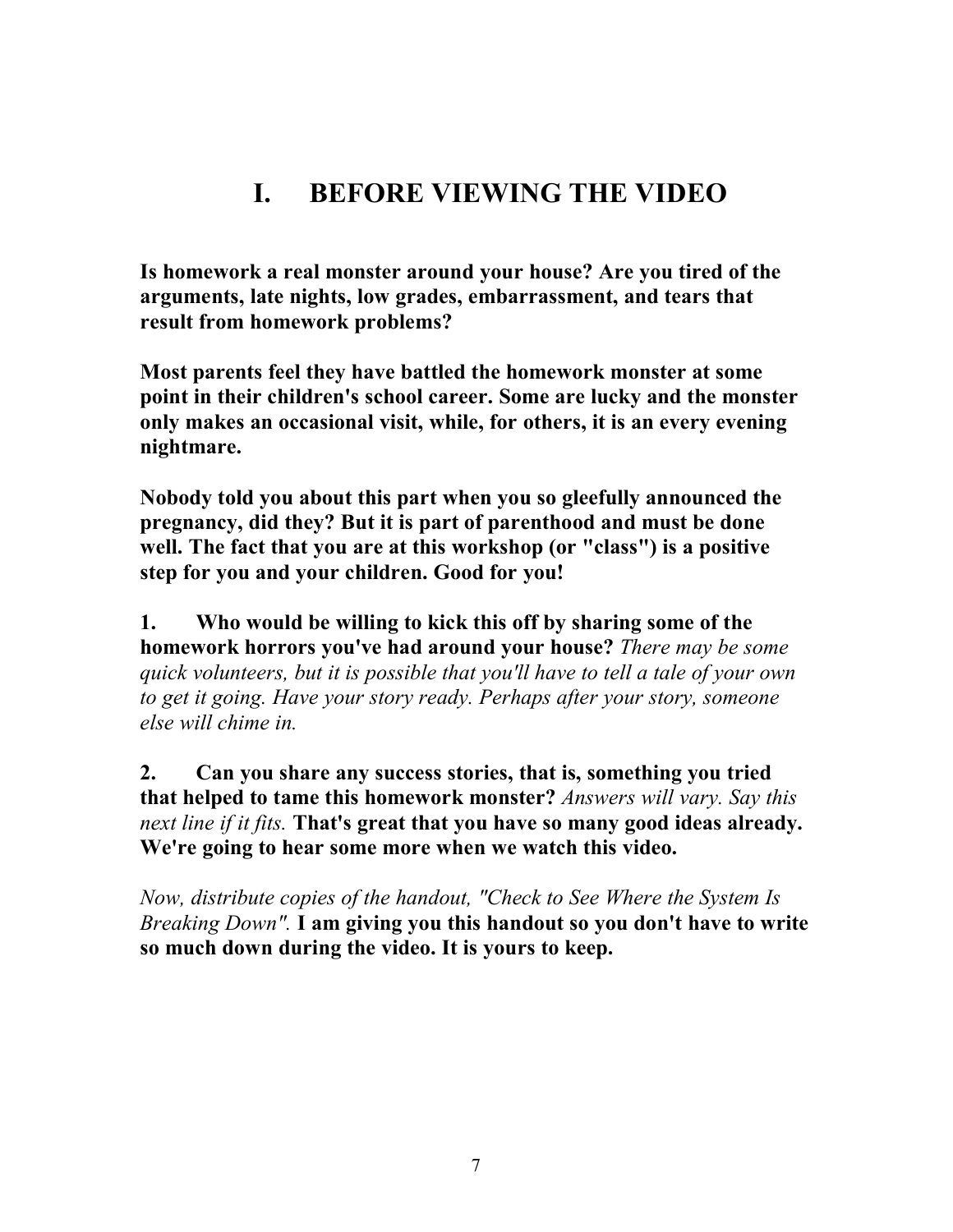# I. BEFORE VIEWING THE VIDEO

**Is homework a real monster around your house? Are you tired of the arguments, late nights, low grades, embarrassment, and tears that result from homework problems?**

**Most parents feel they have battled the homework monster at some point in their children's school career. Some are lucky and the monster only makes an occasional visit, while, for others, it is an every evening nightmare.**

**Nobody told you about this part when you so gleefully announced the pregnancy, did they? But it is part of parenthood and must be done well. The fact that you are at this workshop (or "class") is a positive step for you and your children. Good for you!**

1. **Who would be willing to kick this off by sharing some of the homework horrors you've had around your house?** *There may be some quick volunteers, but it is possible that you'll have to tell a tale of your own to get it going. Have your story ready. Perhaps after your story, someone else will chime in.*

2. **Can you share any success stories, that is, something you tried that helped to tame this homework monster?** *Answers will vary. Say this next line if it fits.* **That's great that you have so many good ideas already. We're going to hear some more when we watch this video.**

*Now, distribute copies of the handout, "Check to See Where the System Is Breaking Down".* **I am giving you this handout so you don't have to write so much down during the video. It is yours to keep.**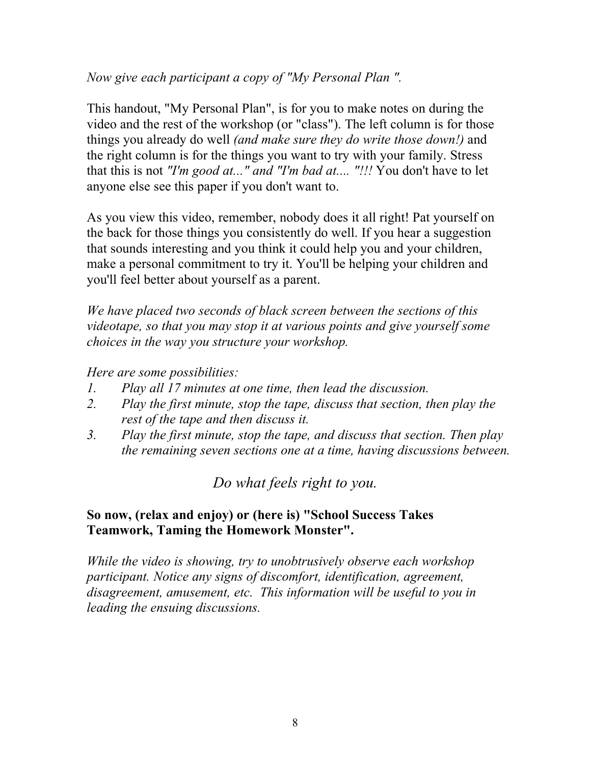*Now give each participant a copy of "My Personal Plan ".*

This handout, "My Personal Plan", is for you to make notes on during the video and the rest of the workshop (or "class"). The left column is for those things you already do well *(and make sure they do write those down!)* and the right column is for the things you want to try with your family. Stress that this is not *"I'm good at..." and "I'm bad at.... "!!!* You don't have to let anyone else see this paper if you don't want to.

As you view this video, remember, nobody does it all right! Pat yourself on the back for those things you consistently do well. If you hear a suggestion that sounds interesting and you think it could help you and your children, make a personal commitment to try it. You'll be helping your children and you'll feel better about yourself as a parent.

*We have placed two seconds of black screen between the sections of this videotape, so that you may stop it at various points and give yourself some choices in the way you structure your workshop.*

*Here are some possibilities:*

1. *Play all 17 minutes at one time, then lead the discussion.*
2. *Play the first minute, stop the tape, discuss that section, then play the rest of the tape and then discuss it.*
3. *Play the first minute, stop the tape, and discuss that section. Then play the remaining seven sections one at a time, having discussions between.*

*Do what feels right to you.*

**So now, (relax and enjoy) or (here is) "School Success Takes Teamwork, Taming the Homework Monster".**

*While the video is showing, try to unobtrusively observe each workshop participant. Notice any signs of discomfort, identification, agreement, disagreement, amusement, etc. This information will be useful to you in leading the ensuing discussions.*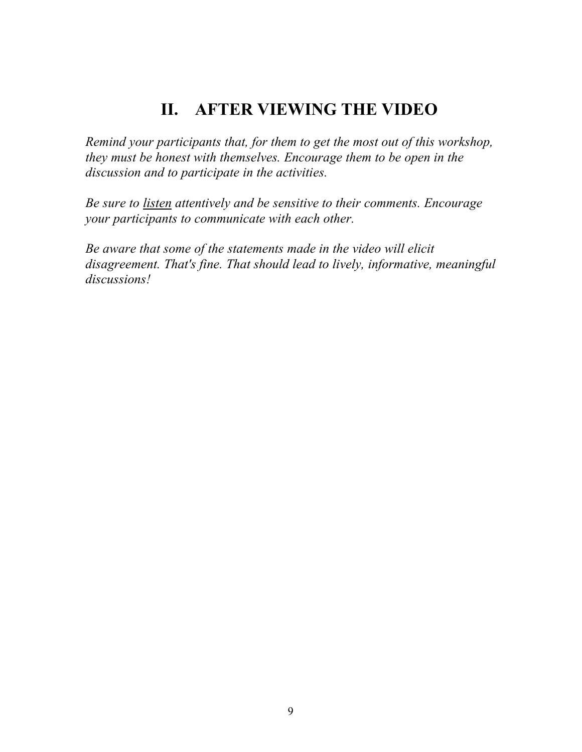# II. AFTER VIEWING THE VIDEO

*Remind your participants that, for them to get the most out of this workshop, they must be honest with themselves. Encourage them to be open in the discussion and to participate in the activities.*

*Be sure to <u>listen</u> attentively and be sensitive to their comments. Encourage your participants to communicate with each other.*

*Be aware that some of the statements made in the video will elicit disagreement. That's fine. That should lead to lively, informative, meaningful discussions!*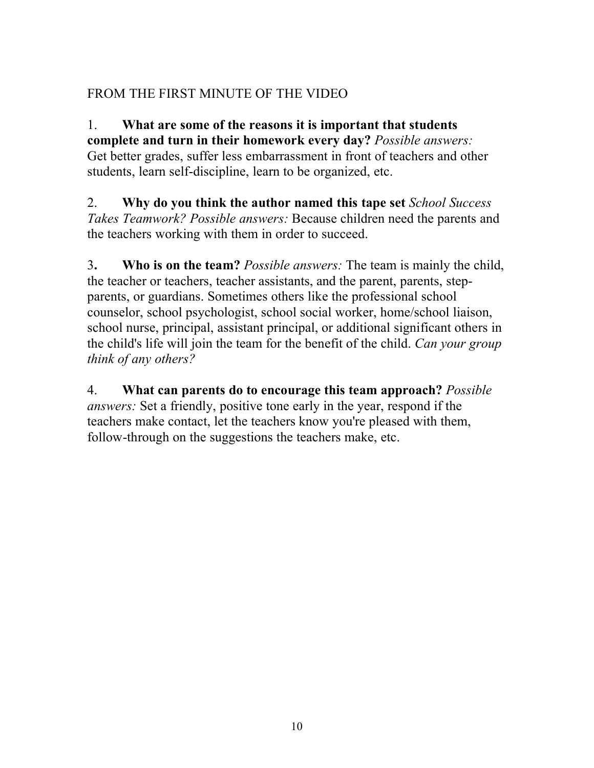FROM THE FIRST MINUTE OF THE VIDEO

1. **What are some of the reasons it is important that students complete and turn in their homework every day?** *Possible answers:* Get better grades, suffer less embarrassment in front of teachers and other students, learn self-discipline, learn to be organized, etc.

2. **Why do you think the author named this tape set** *School Success Takes Teamwork? Possible answers:* Because children need the parents and the teachers working with them in order to succeed.

3. **Who is on the team?** *Possible answers:* The team is mainly the child, the teacher or teachers, teacher assistants, and the parent, parents, step-parents, or guardians. Sometimes others like the professional school counselor, school psychologist, school social worker, home/school liaison, school nurse, principal, assistant principal, or additional significant others in the child's life will join the team for the benefit of the child. *Can your group think of any others?*

4. **What can parents do to encourage this team approach?** *Possible answers:* Set a friendly, positive tone early in the year, respond if the teachers make contact, let the teachers know you're pleased with them, follow-through on the suggestions the teachers make, etc.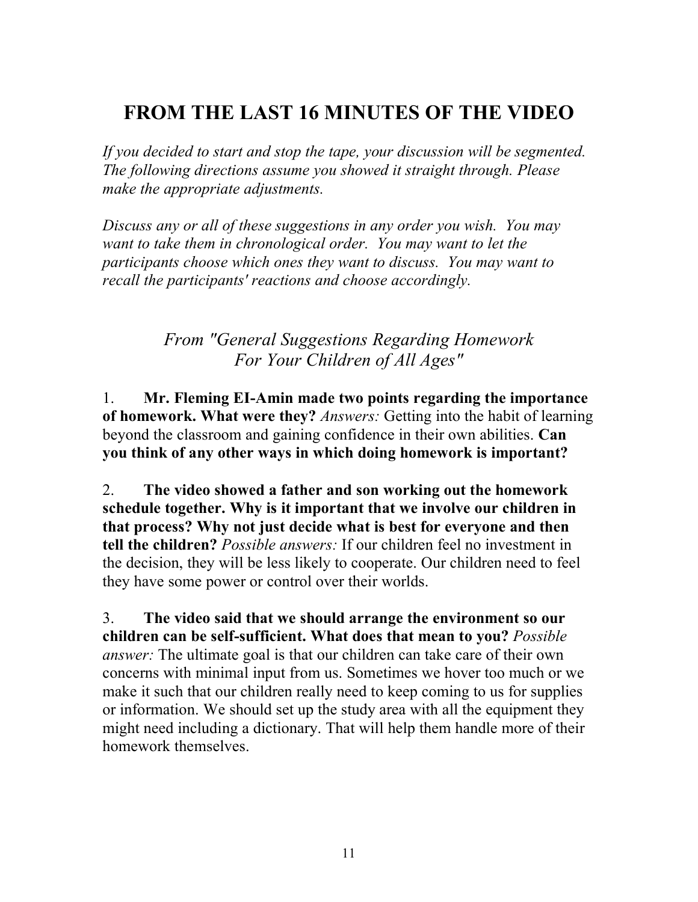# FROM THE LAST 16 MINUTES OF THE VIDEO

*If you decided to start and stop the tape, your discussion will be segmented. The following directions assume you showed it straight through. Please make the appropriate adjustments.*

*Discuss any or all of these suggestions in any order you wish. You may want to take them in chronological order. You may want to let the participants choose which ones they want to discuss. You may want to recall the participants' reactions and choose accordingly.*

### *From "General Suggestions Regarding Homework For Your Children of All Ages"*

1. **Mr. Fleming EI-Amin made two points regarding the importance of homework. What were they?** *Answers:* Getting into the habit of learning beyond the classroom and gaining confidence in their own abilities. **Can you think of any other ways in which doing homework is important?**

2. **The video showed a father and son working out the homework schedule together. Why is it important that we involve our children in that process? Why not just decide what is best for everyone and then tell the children?** *Possible answers:* If our children feel no investment in the decision, they will be less likely to cooperate. Our children need to feel they have some power or control over their worlds.

3. **The video said that we should arrange the environment so our children can be self-sufficient. What does that mean to you?** *Possible answer:* The ultimate goal is that our children can take care of their own concerns with minimal input from us. Sometimes we hover too much or we make it such that our children really need to keep coming to us for supplies or information. We should set up the study area with all the equipment they might need including a dictionary. That will help them handle more of their homework themselves.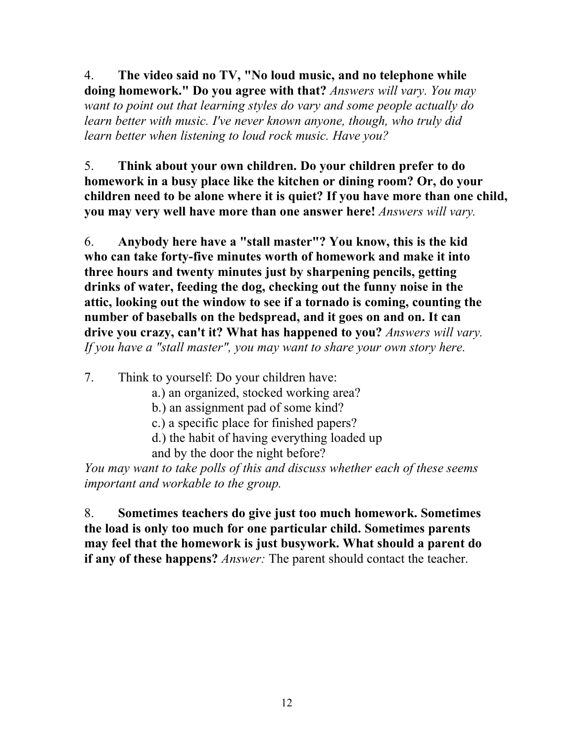4. **The video said no TV, "No loud music, and no telephone while doing homework." Do you agree with that?** *Answers will vary. You may want to point out that learning styles do vary and some people actually do learn better with music. I've never known anyone, though, who truly did learn better when listening to loud rock music. Have you?*

5. **Think about your own children. Do your children prefer to do homework in a busy place like the kitchen or dining room? Or, do your children need to be alone where it is quiet? If you have more than one child, you may very well have more than one answer here!** *Answers will vary.*

6. **Anybody here have a "stall master"? You know, this is the kid who can take forty-five minutes worth of homework and make it into three hours and twenty minutes just by sharpening pencils, getting drinks of water, feeding the dog, checking out the funny noise in the attic, looking out the window to see if a tornado is coming, counting the number of baseballs on the bedspread, and it goes on and on. It can drive you crazy, can't it? What has happened to you?** *Answers will vary. If you have a "stall master", you may want to share your own story here.*

7. Think to yourself: Do your children have:
   a.) an organized, stocked working area?
   b.) an assignment pad of some kind?
   c.) a specific place for finished papers?
   d.) the habit of having everything loaded up and by the door the night before?

*You may want to take polls of this and discuss whether each of these seems important and workable to the group.*

8. **Sometimes teachers do give just too much homework. Sometimes the load is only too much for one particular child. Sometimes parents may feel that the homework is just busywork. What should a parent do if any of these happens?** *Answer:* The parent should contact the teacher.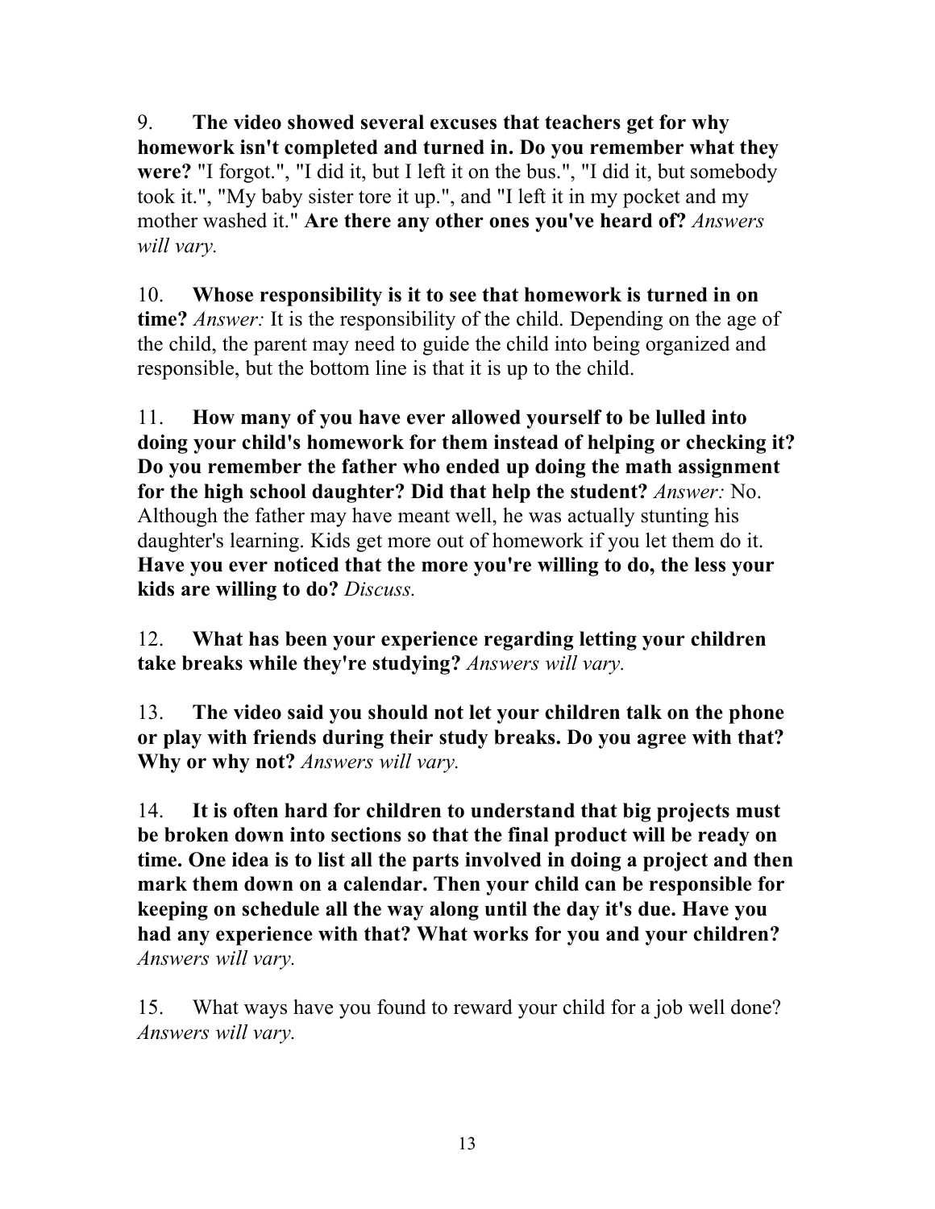9. **The video showed several excuses that teachers get for why homework isn't completed and turned in. Do you remember what they were?** "I forgot.", "I did it, but I left it on the bus.", "I did it, but somebody took it.", "My baby sister tore it up.", and "I left it in my pocket and my mother washed it." **Are there any other ones you've heard of?** *Answers will vary.*

10. **Whose responsibility is it to see that homework is turned in on time?** *Answer:* It is the responsibility of the child. Depending on the age of the child, the parent may need to guide the child into being organized and responsible, but the bottom line is that it is up to the child.

11. **How many of you have ever allowed yourself to be lulled into doing your child's homework for them instead of helping or checking it? Do you remember the father who ended up doing the math assignment for the high school daughter? Did that help the student?** *Answer:* No. Although the father may have meant well, he was actually stunting his daughter's learning. Kids get more out of homework if you let them do it. **Have you ever noticed that the more you're willing to do, the less your kids are willing to do?** *Discuss.*

12. **What has been your experience regarding letting your children take breaks while they're studying?** *Answers will vary.*

13. **The video said you should not let your children talk on the phone or play with friends during their study breaks. Do you agree with that? Why or why not?** *Answers will vary.*

14. **It is often hard for children to understand that big projects must be broken down into sections so that the final product will be ready on time. One idea is to list all the parts involved in doing a project and then mark them down on a calendar. Then your child can be responsible for keeping on schedule all the way along until the day it's due. Have you had any experience with that? What works for you and your children?** *Answers will vary.*

15. What ways have you found to reward your child for a job well done? *Answers will vary.*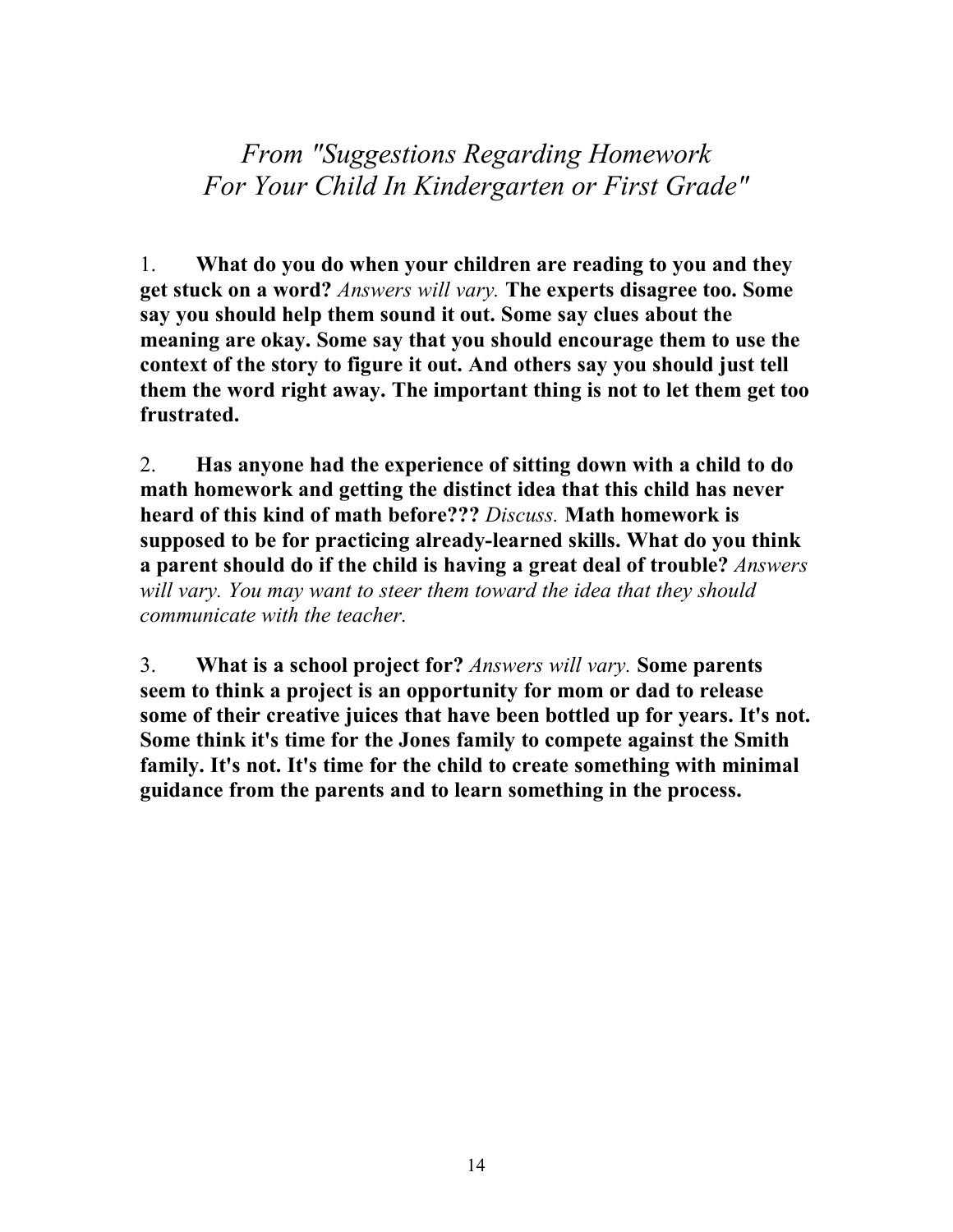## *From "Suggestions Regarding Homework For Your Child In Kindergarten or First Grade"*

1. **What do you do when your children are reading to you and they get stuck on a word?** *Answers will vary.* **The experts disagree too. Some say you should help them sound it out. Some say clues about the meaning are okay. Some say that you should encourage them to use the context of the story to figure it out. And others say you should just tell them the word right away. The important thing is not to let them get too frustrated.**

2. **Has anyone had the experience of sitting down with a child to do math homework and getting the distinct idea that this child has never heard of this kind of math before???** *Discuss.* **Math homework is supposed to be for practicing already-learned skills. What do you think a parent should do if the child is having a great deal of trouble?** *Answers will vary. You may want to steer them toward the idea that they should communicate with the teacher.*

3. **What is a school project for?** *Answers will vary.* **Some parents seem to think a project is an opportunity for mom or dad to release some of their creative juices that have been bottled up for years. It's not. Some think it's time for the Jones family to compete against the Smith family. It's not. It's time for the child to create something with minimal guidance from the parents and to learn something in the process.**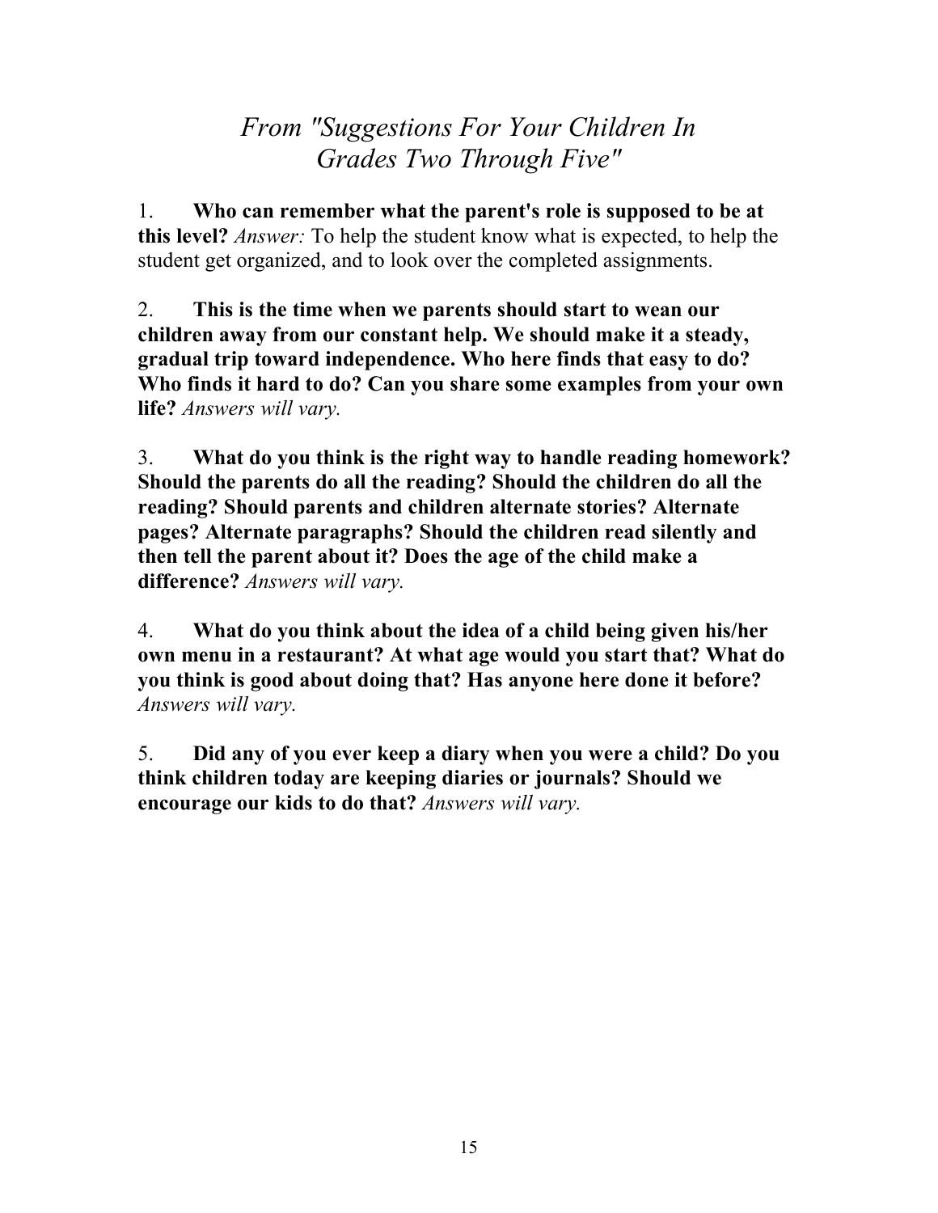## *From "Suggestions For Your Children In Grades Two Through Five"*

1. **Who can remember what the parent's role is supposed to be at this level?** *Answer:* To help the student know what is expected, to help the student get organized, and to look over the completed assignments.

2. **This is the time when we parents should start to wean our children away from our constant help. We should make it a steady, gradual trip toward independence. Who here finds that easy to do? Who finds it hard to do? Can you share some examples from your own life?** *Answers will vary.*

3. **What do you think is the right way to handle reading homework? Should the parents do all the reading? Should the children do all the reading? Should parents and children alternate stories? Alternate pages? Alternate paragraphs? Should the children read silently and then tell the parent about it? Does the age of the child make a difference?** *Answers will vary.*

4. **What do you think about the idea of a child being given his/her own menu in a restaurant? At what age would you start that? What do you think is good about doing that? Has anyone here done it before?** *Answers will vary.*

5. **Did any of you ever keep a diary when you were a child? Do you think children today are keeping diaries or journals? Should we encourage our kids to do that?** *Answers will vary.*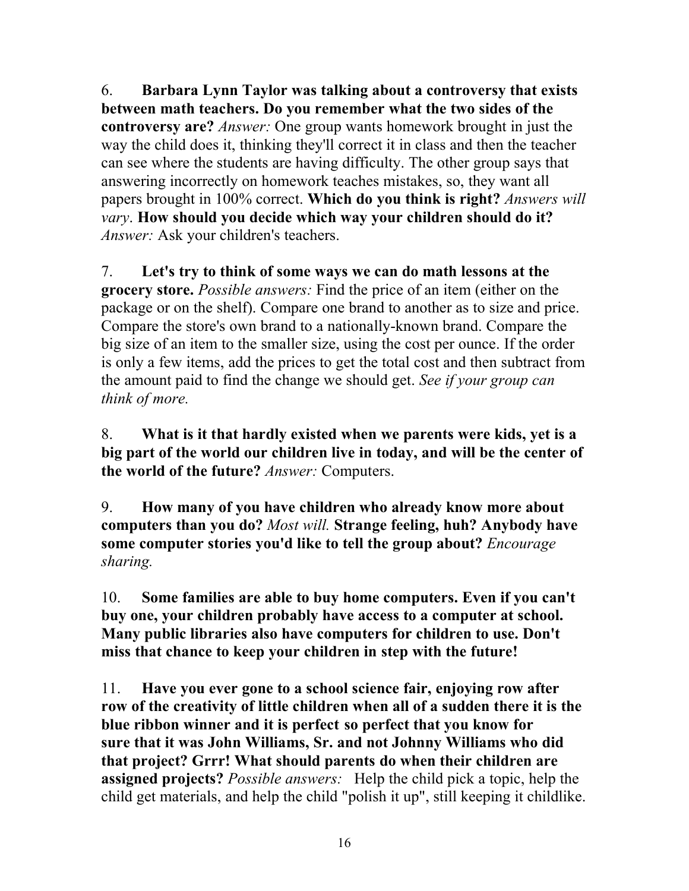6. **Barbara Lynn Taylor was talking about a controversy that exists between math teachers. Do you remember what the two sides of the controversy are?** *Answer:* One group wants homework brought in just the way the child does it, thinking they'll correct it in class and then the teacher can see where the students are having difficulty. The other group says that answering incorrectly on homework teaches mistakes, so, they want all papers brought in 100% correct. **Which do you think is right?** *Answers will vary*. **How should you decide which way your children should do it?** *Answer:* Ask your children's teachers.

7. **Let's try to think of some ways we can do math lessons at the grocery store.** *Possible answers:* Find the price of an item (either on the package or on the shelf). Compare one brand to another as to size and price. Compare the store's own brand to a nationally-known brand. Compare the big size of an item to the smaller size, using the cost per ounce. If the order is only a few items, add the prices to get the total cost and then subtract from the amount paid to find the change we should get. *See if your group can think of more.*

8. **What is it that hardly existed when we parents were kids, yet is a big part of the world our children live in today, and will be the center of the world of the future?** *Answer:* Computers.

9. **How many of you have children who already know more about computers than you do?** *Most will.* **Strange feeling, huh? Anybody have some computer stories you'd like to tell the group about?** *Encourage sharing.*

10. **Some families are able to buy home computers. Even if you can't buy one, your children probably have access to a computer at school. Many public libraries also have computers for children to use. Don't miss that chance to keep your children in step with the future!**

11. **Have you ever gone to a school science fair, enjoying row after row of the creativity of little children when all of a sudden there it is the blue ribbon winner and it is perfect so perfect that you know for sure that it was John Williams, Sr. and not Johnny Williams who did that project? Grrr! What should parents do when their children are assigned projects?** *Possible answers:* Help the child pick a topic, help the child get materials, and help the child "polish it up", still keeping it childlike.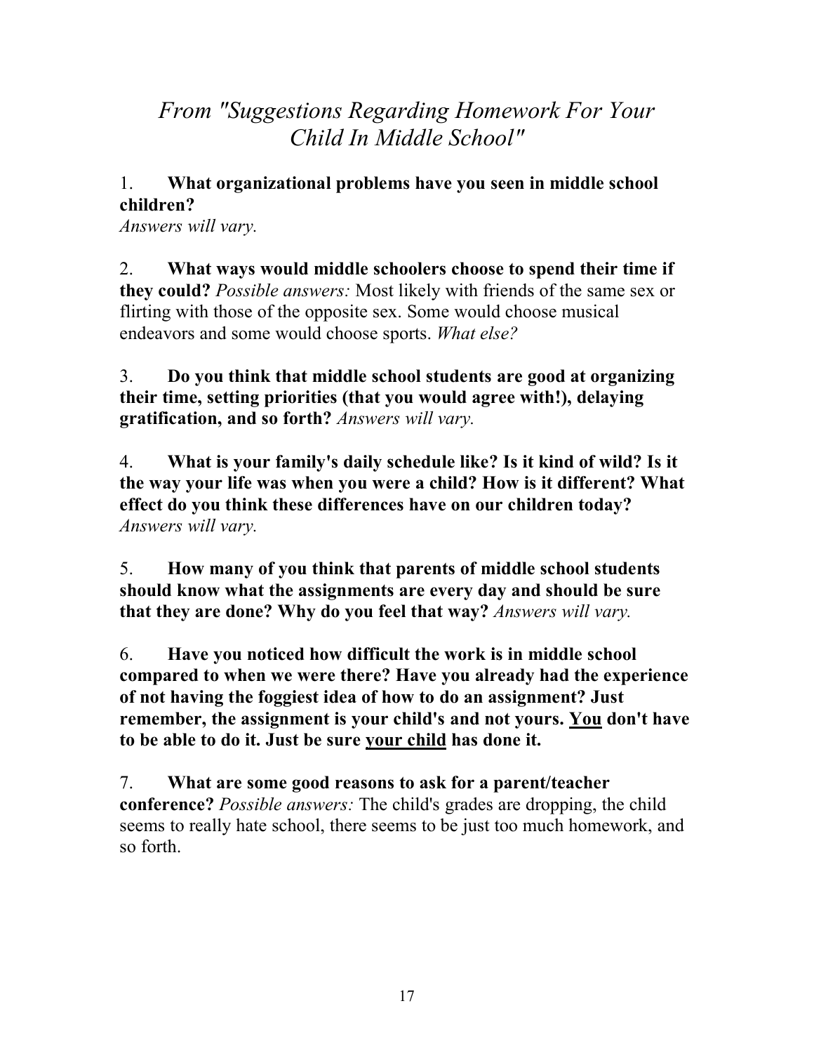# *From "Suggestions Regarding Homework For Your Child In Middle School"*

1. **What organizational problems have you seen in middle school children?**
*Answers will vary.*

2. **What ways would middle schoolers choose to spend their time if they could?** *Possible answers:* Most likely with friends of the same sex or flirting with those of the opposite sex. Some would choose musical endeavors and some would choose sports. *What else?*

3. **Do you think that middle school students are good at organizing their time, setting priorities (that you would agree with!), delaying gratification, and so forth?** *Answers will vary.*

4. **What is your family's daily schedule like? Is it kind of wild? Is it the way your life was when you were a child? How is it different? What effect do you think these differences have on our children today?**
*Answers will vary.*

5. **How many of you think that parents of middle school students should know what the assignments are every day and should be sure that they are done? Why do you feel that way?** *Answers will vary.*

6. **Have you noticed how difficult the work is in middle school compared to when we were there? Have you already had the experience of not having the foggiest idea of how to do an assignment? Just remember, the assignment is your child's and not yours. <u>You</u> don't have to be able to do it. Just be sure <u>your child</u> has done it.**

7. **What are some good reasons to ask for a parent/teacher conference?** *Possible answers:* The child's grades are dropping, the child seems to really hate school, there seems to be just too much homework, and so forth.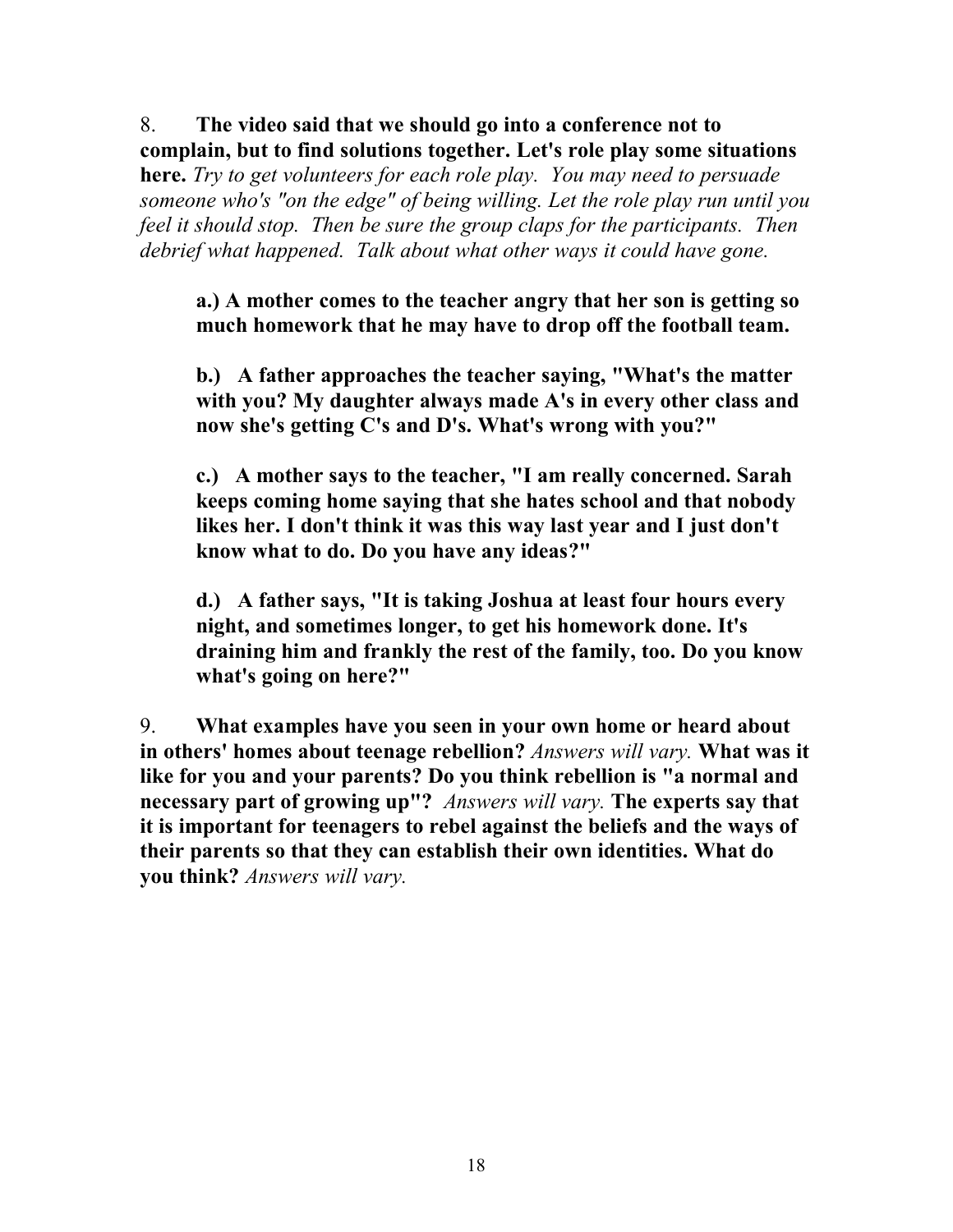8. **The video said that we should go into a conference not to complain, but to find solutions together. Let's role play some situations here.** *Try to get volunteers for each role play. You may need to persuade someone who's "on the edge" of being willing. Let the role play run until you feel it should stop. Then be sure the group claps for the participants. Then debrief what happened. Talk about what other ways it could have gone.*

> **a.) A mother comes to the teacher angry that her son is getting so much homework that he may have to drop off the football team.**
>
> **b.) A father approaches the teacher saying, "What's the matter with you? My daughter always made A's in every other class and now she's getting C's and D's. What's wrong with you?"**
>
> **c.) A mother says to the teacher, "I am really concerned. Sarah keeps coming home saying that she hates school and that nobody likes her. I don't think it was this way last year and I just don't know what to do. Do you have any ideas?"**
>
> **d.) A father says, "It is taking Joshua at least four hours every night, and sometimes longer, to get his homework done. It's draining him and frankly the rest of the family, too. Do you know what's going on here?"**

9. **What examples have you seen in your own home or heard about in others' homes about teenage rebellion?** *Answers will vary.* **What was it like for you and your parents? Do you think rebellion is "a normal and necessary part of growing up"?** *Answers will vary.* **The experts say that it is important for teenagers to rebel against the beliefs and the ways of their parents so that they can establish their own identities. What do you think?** *Answers will vary.*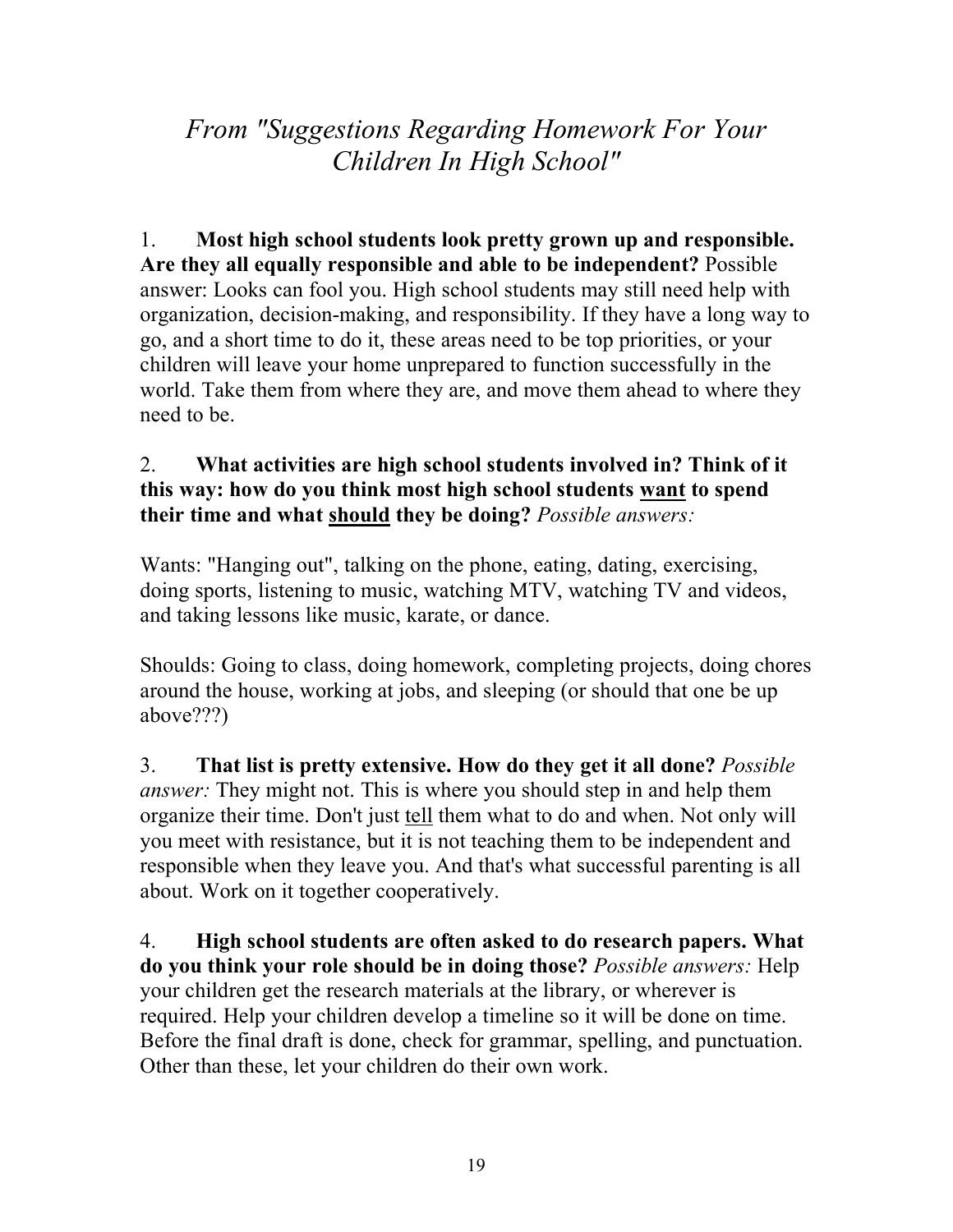## *From "Suggestions Regarding Homework For Your Children In High School"*

1. **Most high school students look pretty grown up and responsible. Are they all equally responsible and able to be independent?** Possible answer: Looks can fool you. High school students may still need help with organization, decision-making, and responsibility. If they have a long way to go, and a short time to do it, these areas need to be top priorities, or your children will leave your home unprepared to function successfully in the world. Take them from where they are, and move them ahead to where they need to be.

2. **What activities are high school students involved in? Think of it this way: how do you think most high school students <u>want</u> to spend their time and what <u>should</u> they be doing?** *Possible answers:*

Wants: "Hanging out", talking on the phone, eating, dating, exercising, doing sports, listening to music, watching MTV, watching TV and videos, and taking lessons like music, karate, or dance.

Shoulds: Going to class, doing homework, completing projects, doing chores around the house, working at jobs, and sleeping (or should that one be up above???)

3. **That list is pretty extensive. How do they get it all done?** *Possible answer:* They might not. This is where you should step in and help them organize their time. Don't just <u>tell</u> them what to do and when. Not only will you meet with resistance, but it is not teaching them to be independent and responsible when they leave you. And that's what successful parenting is all about. Work on it together cooperatively.

4. **High school students are often asked to do research papers. What do you think your role should be in doing those?** *Possible answers:* Help your children get the research materials at the library, or wherever is required. Help your children develop a timeline so it will be done on time. Before the final draft is done, check for grammar, spelling, and punctuation. Other than these, let your children do their own work.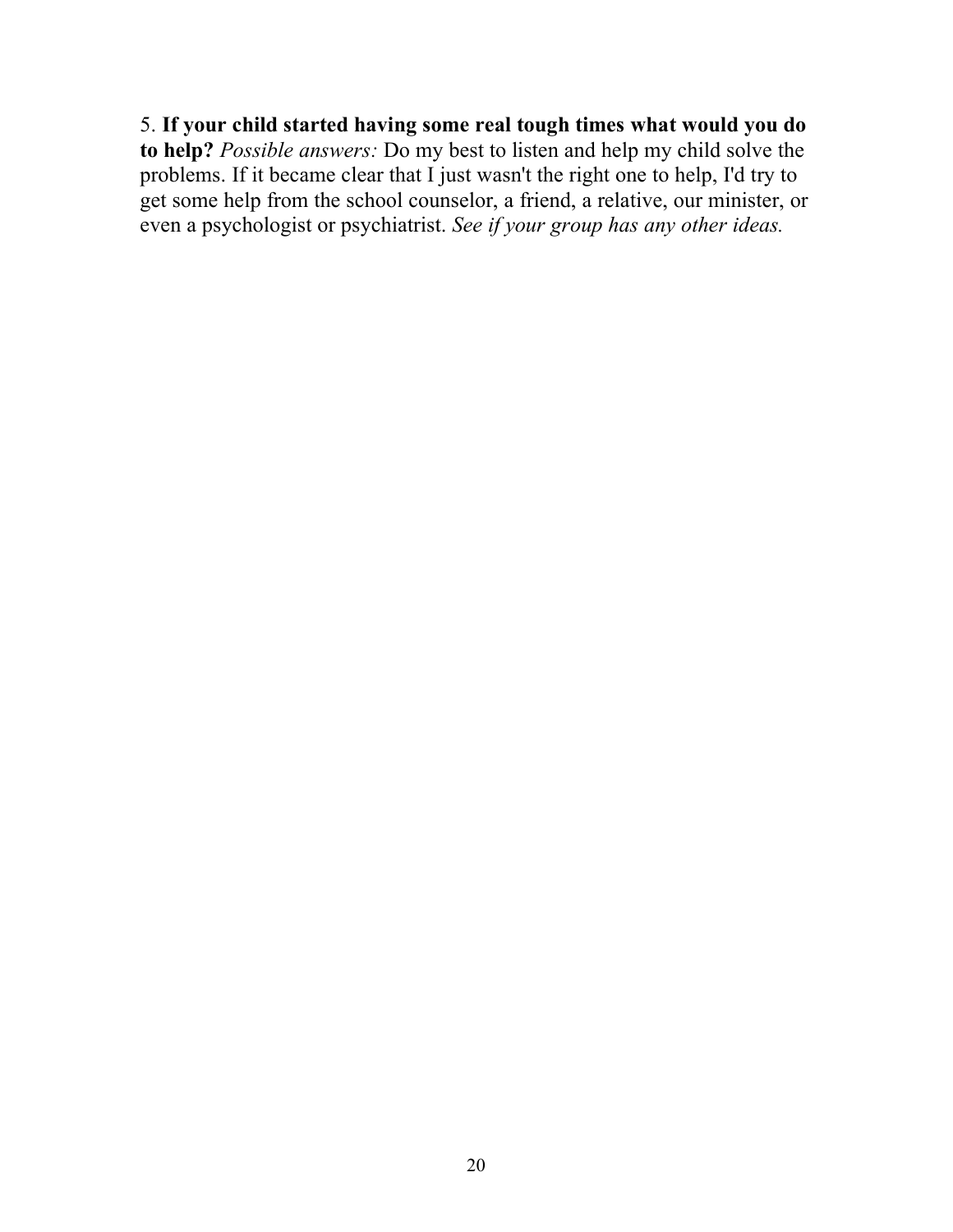5. **If your child started having some real tough times what would you do to help?** *Possible answers:* Do my best to listen and help my child solve the problems. If it became clear that I just wasn't the right one to help, I'd try to get some help from the school counselor, a friend, a relative, our minister, or even a psychologist or psychiatrist. *See if your group has any other ideas.*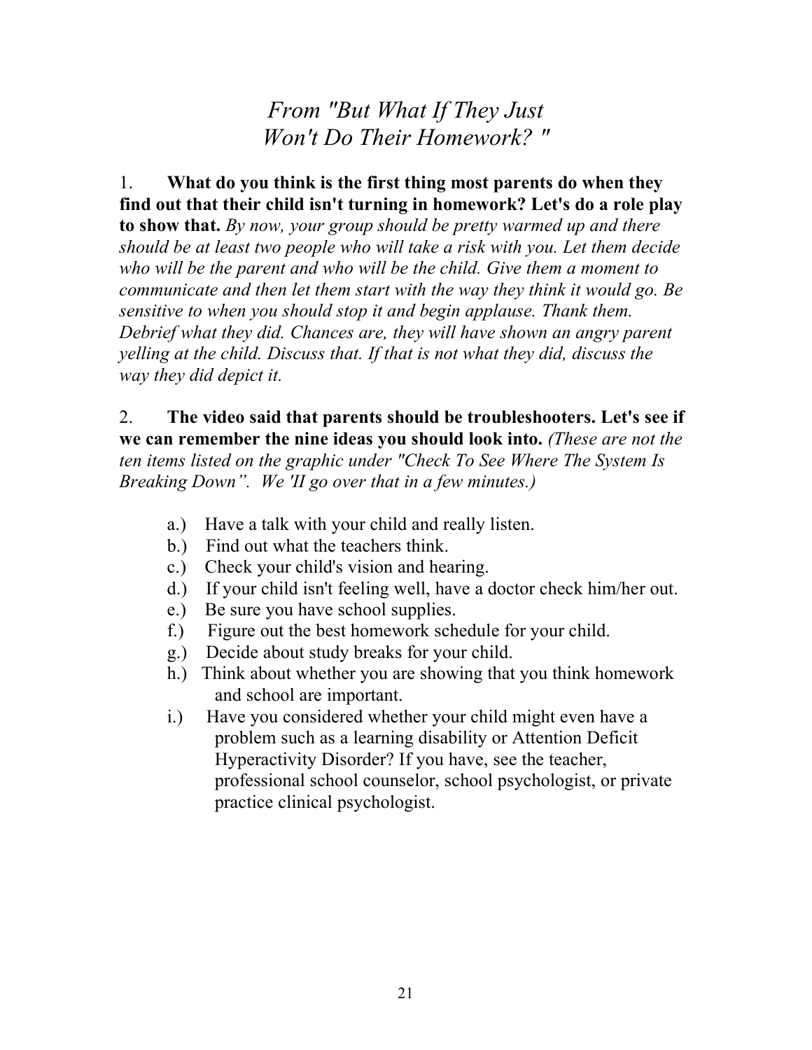# *From "But What If They Just Won't Do Their Homework? "*

1. **What do you think is the first thing most parents do when they find out that their child isn't turning in homework? Let's do a role play to show that.** *By now, your group should be pretty warmed up and there should be at least two people who will take a risk with you. Let them decide who will be the parent and who will be the child. Give them a moment to communicate and then let them start with the way they think it would go. Be sensitive to when you should stop it and begin applause. Thank them. Debrief what they did. Chances are, they will have shown an angry parent yelling at the child. Discuss that. If that is not what they did, discuss the way they did depict it.*

2. **The video said that parents should be troubleshooters. Let's see if we can remember the nine ideas you should look into.** *(These are not the ten items listed on the graphic under "Check To See Where The System Is Breaking Down". We 'II go over that in a few minutes.)*

   a.) Have a talk with your child and really listen.
   b.) Find out what the teachers think.
   c.) Check your child's vision and hearing.
   d.) If your child isn't feeling well, have a doctor check him/her out.
   e.) Be sure you have school supplies.
   f.) Figure out the best homework schedule for your child.
   g.) Decide about study breaks for your child.
   h.) Think about whether you are showing that you think homework and school are important.
   i.) Have you considered whether your child might even have a problem such as a learning disability or Attention Deficit Hyperactivity Disorder? If you have, see the teacher, professional school counselor, school psychologist, or private practice clinical psychologist.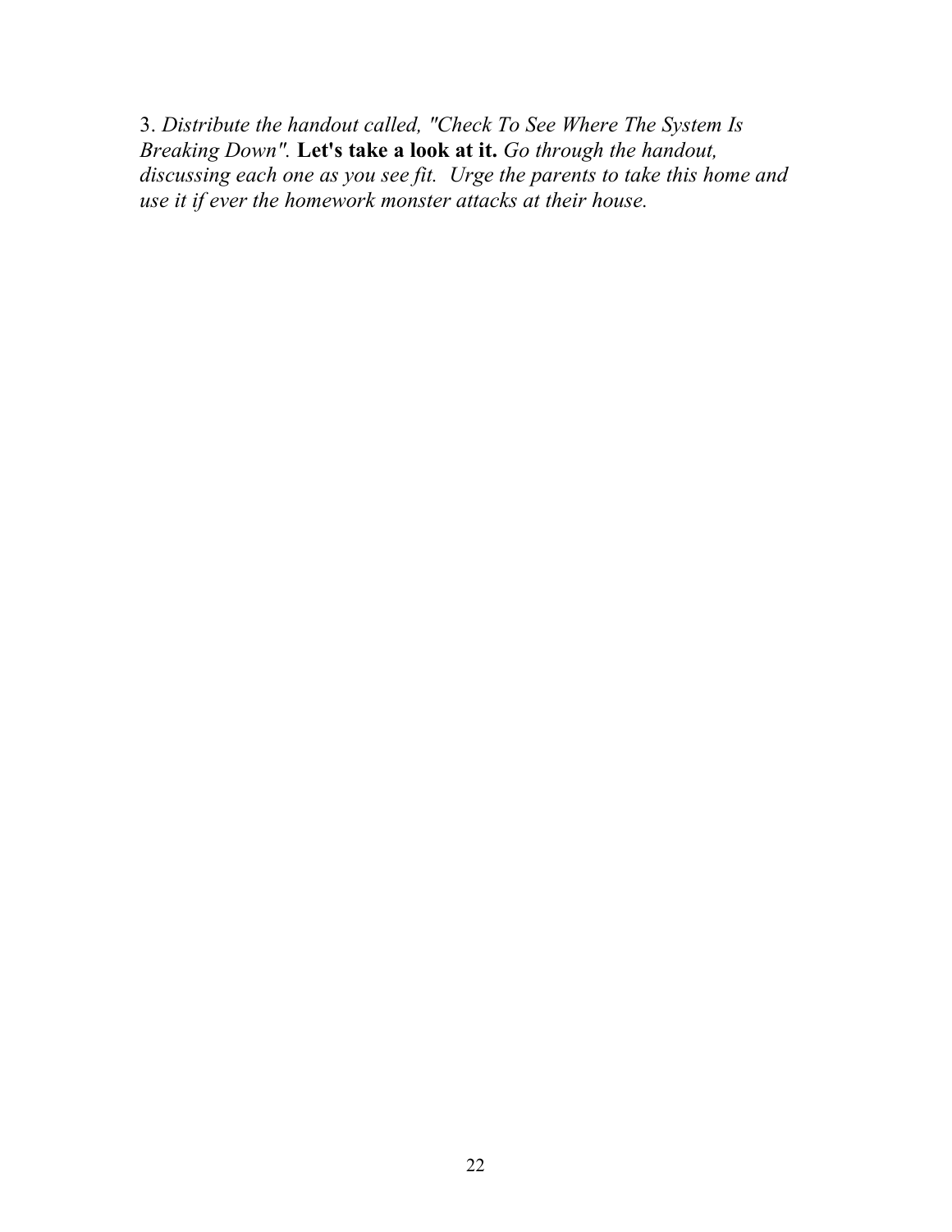3. *Distribute the handout called, "Check To See Where The System Is Breaking Down".* **Let's take a look at it.** *Go through the handout, discussing each one as you see fit. Urge the parents to take this home and use it if ever the homework monster attacks at their house.*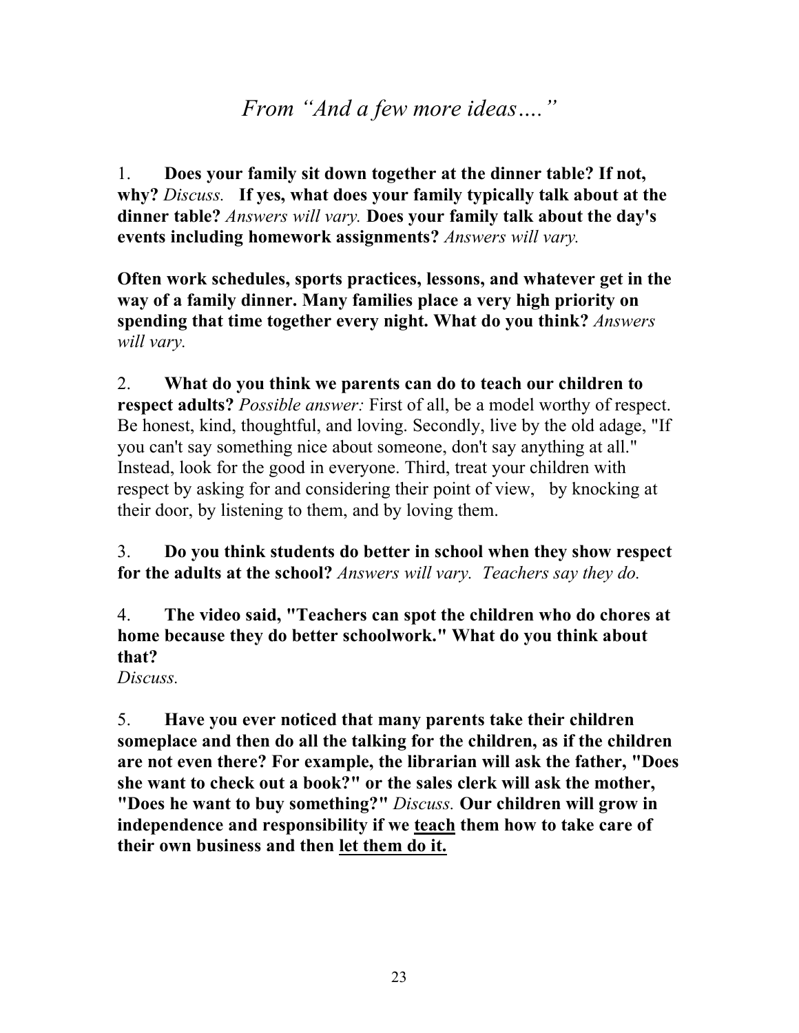# *From "And a few more ideas…."*

1. **Does your family sit down together at the dinner table? If not, why?** *Discuss.* **If yes, what does your family typically talk about at the dinner table?** *Answers will vary.* **Does your family talk about the day's events including homework assignments?** *Answers will vary.*

**Often work schedules, sports practices, lessons, and whatever get in the way of a family dinner. Many families place a very high priority on spending that time together every night. What do you think?** *Answers will vary.*

2. **What do you think we parents can do to teach our children to respect adults?** *Possible answer:* First of all, be a model worthy of respect. Be honest, kind, thoughtful, and loving. Secondly, live by the old adage, "If you can't say something nice about someone, don't say anything at all." Instead, look for the good in everyone. Third, treat your children with respect by asking for and considering their point of view, by knocking at their door, by listening to them, and by loving them.

3. **Do you think students do better in school when they show respect for the adults at the school?** *Answers will vary. Teachers say they do.*

4. **The video said, "Teachers can spot the children who do chores at home because they do better schoolwork." What do you think about that?**
*Discuss.*

5. **Have you ever noticed that many parents take their children someplace and then do all the talking for the children, as if the children are not even there? For example, the librarian will ask the father, "Does she want to check out a book?" or the sales clerk will ask the mother, "Does he want to buy something?"** *Discuss.* **Our children will grow in independence and responsibility if we <u>teach</u> them how to take care of their own business and then <u>let them do it.</u>**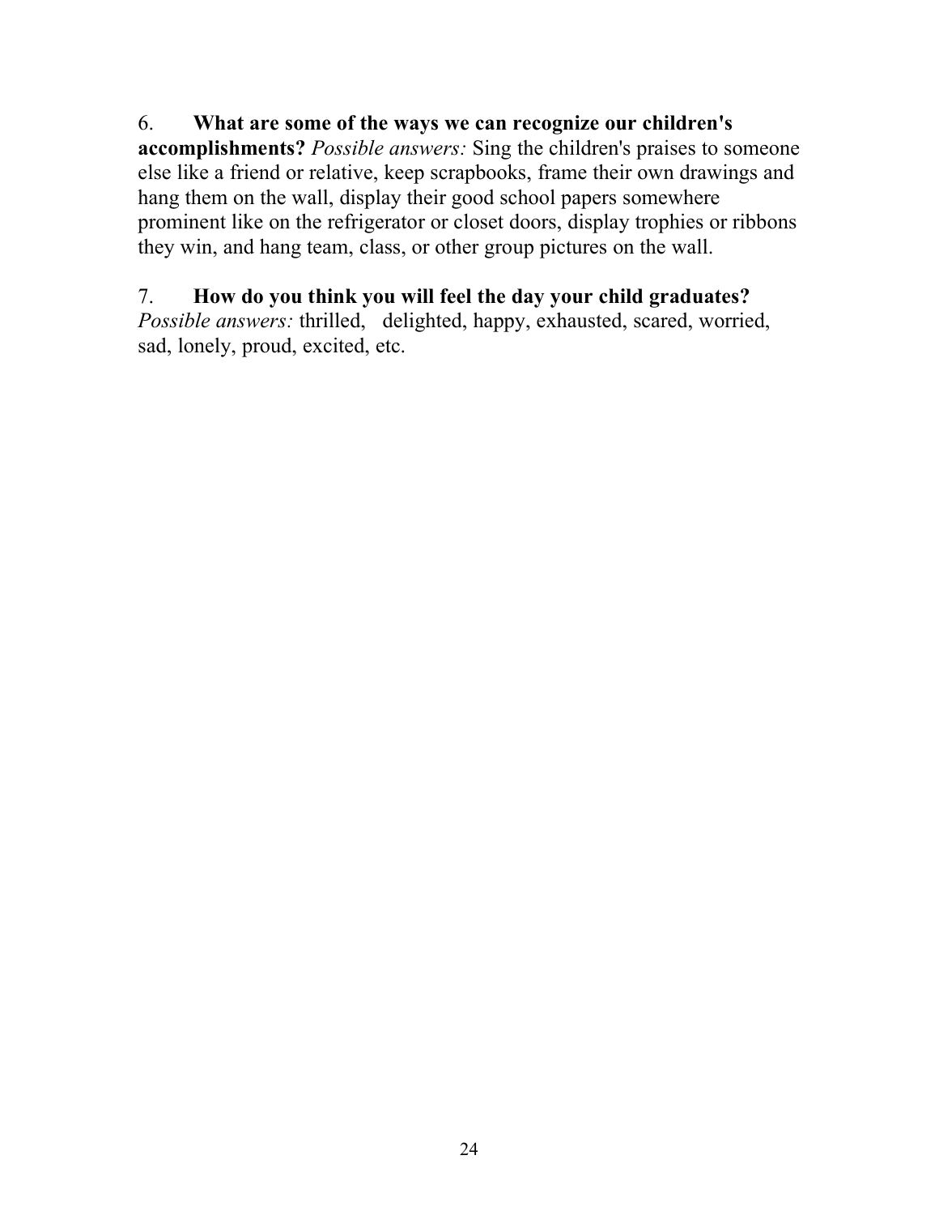6. **What are some of the ways we can recognize our children's accomplishments?** *Possible answers:* Sing the children's praises to someone else like a friend or relative, keep scrapbooks, frame their own drawings and hang them on the wall, display their good school papers somewhere prominent like on the refrigerator or closet doors, display trophies or ribbons they win, and hang team, class, or other group pictures on the wall.

7. **How do you think you will feel the day your child graduates?** *Possible answers:* thrilled, delighted, happy, exhausted, scared, worried, sad, lonely, proud, excited, etc.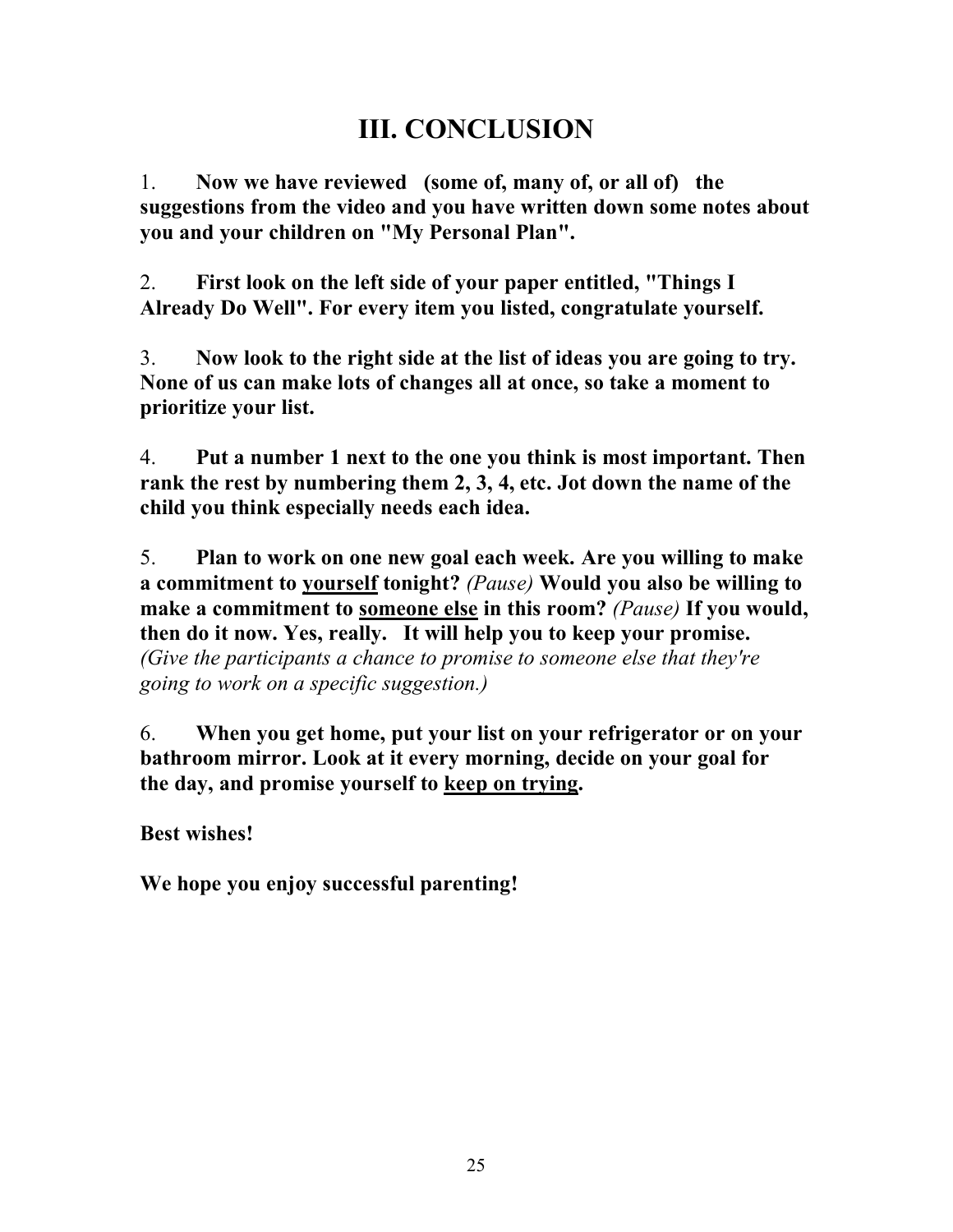# III. CONCLUSION

1. **Now we have reviewed (some of, many of, or all of) the suggestions from the video and you have written down some notes about you and your children on "My Personal Plan".**

2. **First look on the left side of your paper entitled, "Things I Already Do Well". For every item you listed, congratulate yourself.**

3. **Now look to the right side at the list of ideas you are going to try. None of us can make lots of changes all at once, so take a moment to prioritize your list.**

4. **Put a number 1 next to the one you think is most important. Then rank the rest by numbering them 2, 3, 4, etc. Jot down the name of the child you think especially needs each idea.**

5. **Plan to work on one new goal each week. Are you willing to make a commitment to <u>yourself</u> tonight?** *(Pause)* **Would you also be willing to make a commitment to <u>someone else</u> in this room?** *(Pause)* **If you would, then do it now. Yes, really. It will help you to keep your promise.** *(Give the participants a chance to promise to someone else that they're going to work on a specific suggestion.)*

6. **When you get home, put your list on your refrigerator or on your bathroom mirror. Look at it every morning, decide on your goal for the day, and promise yourself to <u>keep on trying</u>.**

**Best wishes!**

**We hope you enjoy successful parenting!**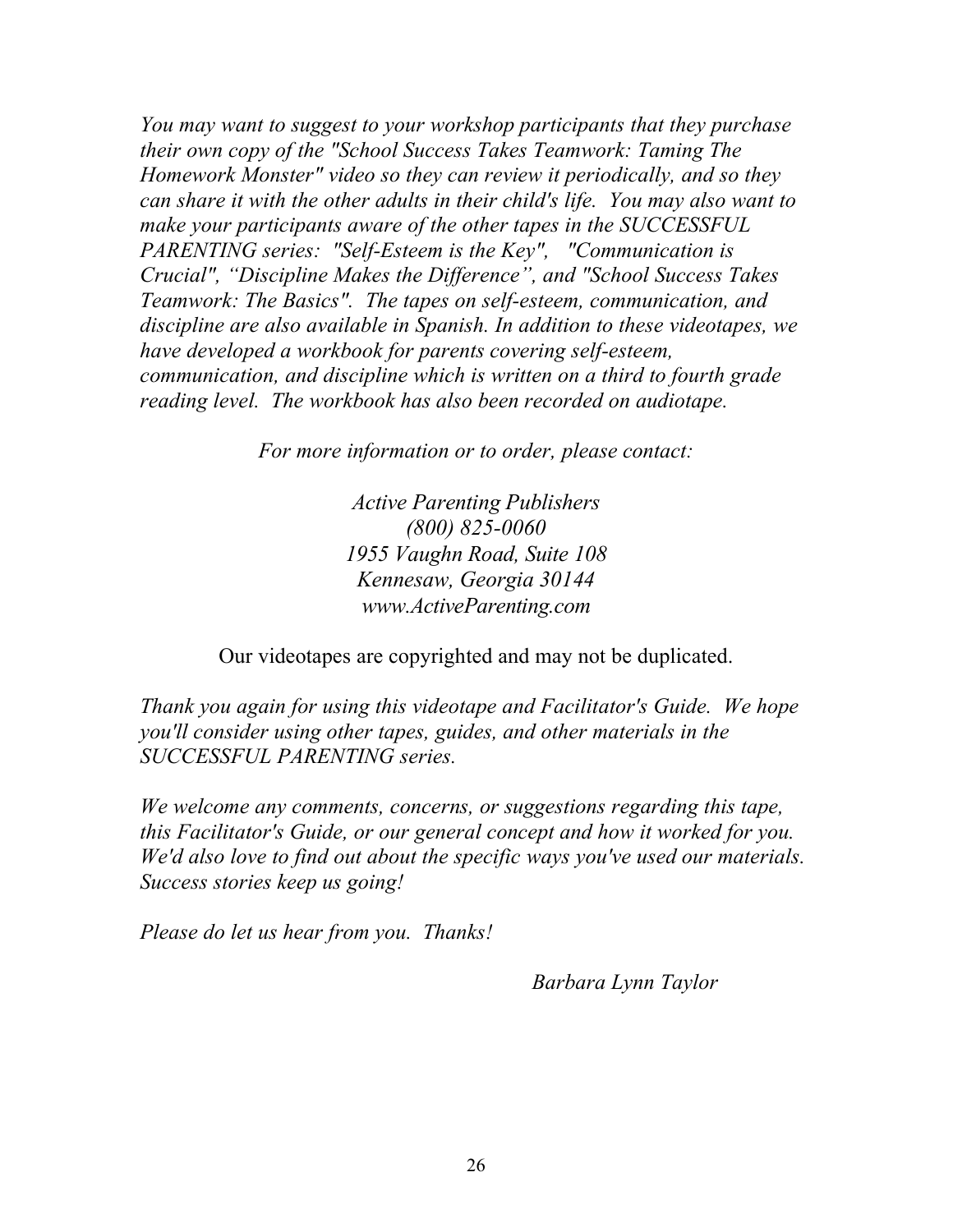*You may want to suggest to your workshop participants that they purchase their own copy of the "School Success Takes Teamwork: Taming The Homework Monster" video so they can review it periodically, and so they can share it with the other adults in their child's life. You may also want to make your participants aware of the other tapes in the SUCCESSFUL PARENTING series: "Self-Esteem is the Key", "Communication is Crucial", "Discipline Makes the Difference", and "School Success Takes Teamwork: The Basics". The tapes on self-esteem, communication, and discipline are also available in Spanish. In addition to these videotapes, we have developed a workbook for parents covering self-esteem, communication, and discipline which is written on a third to fourth grade reading level. The workbook has also been recorded on audiotape.*

*For more information or to order, please contact:*

*Active Parenting Publishers*
*(800) 825-0060*
*1955 Vaughn Road, Suite 108*
*Kennesaw, Georgia 30144*
*www.ActiveParenting.com*

Our videotapes are copyrighted and may not be duplicated.

*Thank you again for using this videotape and Facilitator's Guide. We hope you'll consider using other tapes, guides, and other materials in the SUCCESSFUL PARENTING series.*

*We welcome any comments, concerns, or suggestions regarding this tape, this Facilitator's Guide, or our general concept and how it worked for you. We'd also love to find out about the specific ways you've used our materials. Success stories keep us going!*

*Please do let us hear from you. Thanks!*

*Barbara Lynn Taylor*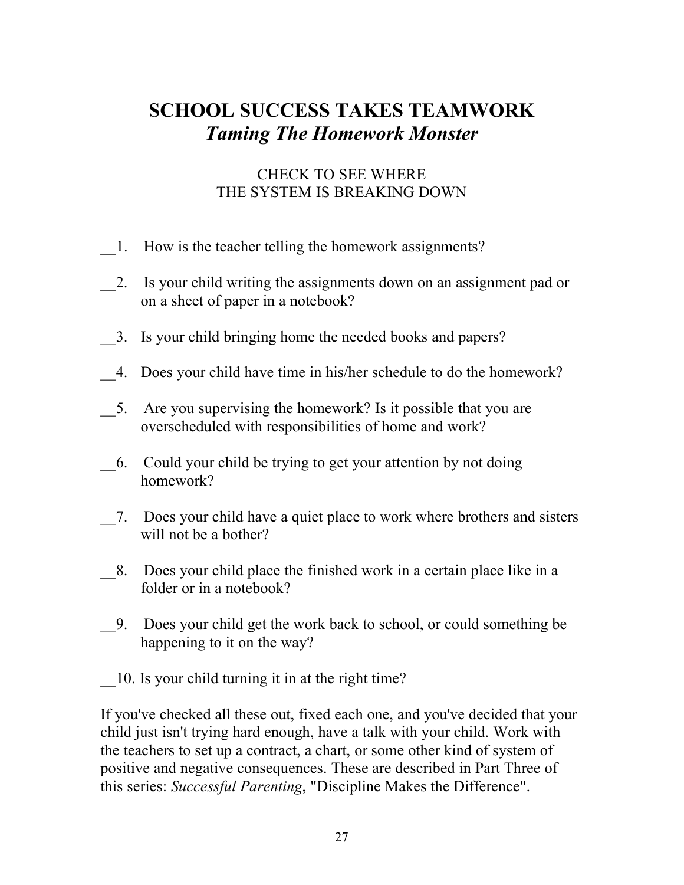# SCHOOL SUCCESS TAKES TEAMWORK
## *Taming The Homework Monster*

CHECK TO SEE WHERE
THE SYSTEM IS BREAKING DOWN

__1. How is the teacher telling the homework assignments?

__2. Is your child writing the assignments down on an assignment pad or on a sheet of paper in a notebook?

__3. Is your child bringing home the needed books and papers?

__4. Does your child have time in his/her schedule to do the homework?

__5. Are you supervising the homework? Is it possible that you are overscheduled with responsibilities of home and work?

__6. Could your child be trying to get your attention by not doing homework?

__7. Does your child have a quiet place to work where brothers and sisters will not be a bother?

__8. Does your child place the finished work in a certain place like in a folder or in a notebook?

__9. Does your child get the work back to school, or could something be happening to it on the way?

__10. Is your child turning it in at the right time?

If you've checked all these out, fixed each one, and you've decided that your child just isn't trying hard enough, have a talk with your child. Work with the teachers to set up a contract, a chart, or some other kind of system of positive and negative consequences. These are described in Part Three of this series: *Successful Parenting*, "Discipline Makes the Difference".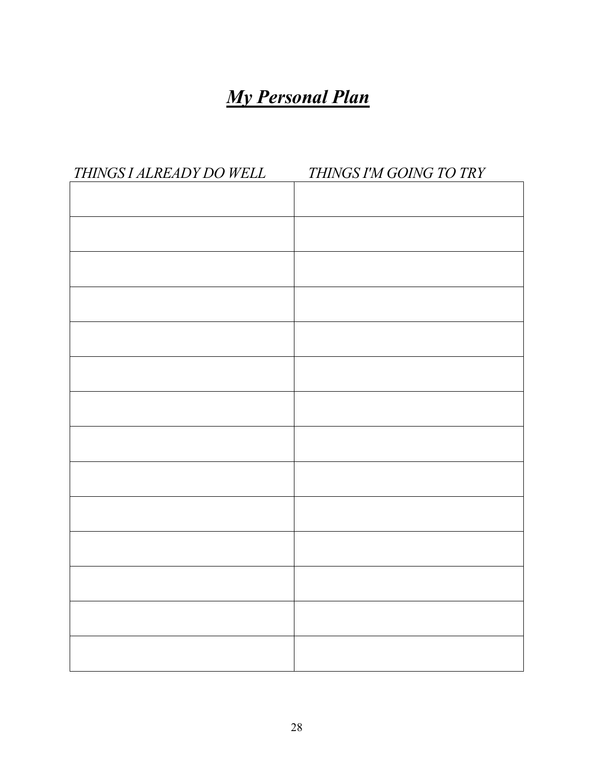# ***My Personal Plan***

| *THINGS I ALREADY DO WELL* | *THINGS I'M GOING TO TRY* |
|---|---|
| | |
| | |
| | |
| | |
| | |
| | |
| | |
| | |
| | |
| | |
| | |
| | |
| | |
| | |